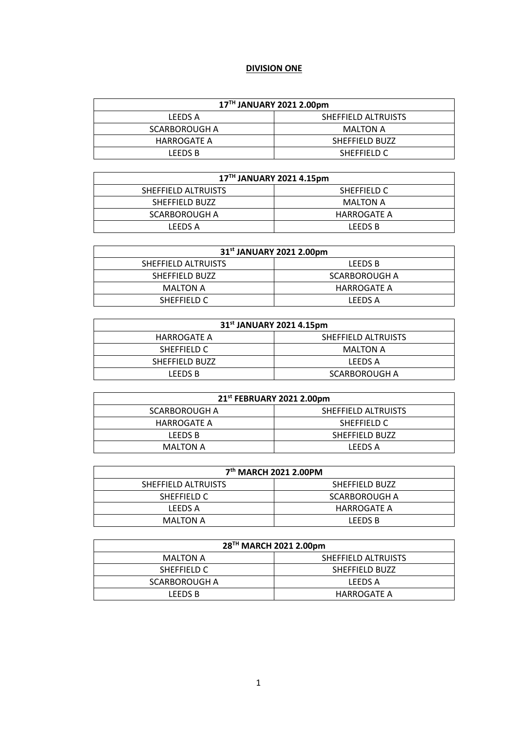**DIVISION ONE**

| 17TH JANUARY 2021 2.00pm | |
|---|---|
| LEEDS A | SHEFFIELD ALTRUISTS |
| SCARBOROUGH A | MALTON A |
| HARROGATE A | SHEFFIELD BUZZ |
| LEEDS B | SHEFFIELD C |

| 17TH JANUARY 2021 4.15pm | |
|---|---|
| SHEFFIELD ALTRUISTS | SHEFFIELD C |
| SHEFFIELD BUZZ | MALTON A |
| SCARBOROUGH A | HARROGATE A |
| LEEDS A | LEEDS B |

| 31st JANUARY 2021 2.00pm | |
|---|---|
| SHEFFIELD ALTRUISTS | LEEDS B |
| SHEFFIELD BUZZ | SCARBOROUGH A |
| MALTON A | HARROGATE A |
| SHEFFIELD C | LEEDS A |

| 31st JANUARY 2021 4.15pm | |
|---|---|
| HARROGATE A | SHEFFIELD ALTRUISTS |
| SHEFFIELD C | MALTON A |
| SHEFFIELD BUZZ | LEEDS A |
| LEEDS B | SCARBOROUGH A |

| 21st FEBRUARY 2021 2.00pm | |
|---|---|
| SCARBOROUGH A | SHEFFIELD ALTRUISTS |
| HARROGATE A | SHEFFIELD C |
| LEEDS B | SHEFFIELD BUZZ |
| MALTON A | LEEDS A |

| 7th MARCH 2021 2.00PM | |
|---|---|
| SHEFFIELD ALTRUISTS | SHEFFIELD BUZZ |
| SHEFFIELD C | SCARBOROUGH A |
| LEEDS A | HARROGATE A |
| MALTON A | LEEDS B |

| 28TH MARCH 2021 2.00pm | |
|---|---|
| MALTON A | SHEFFIELD ALTRUISTS |
| SHEFFIELD C | SHEFFIELD BUZZ |
| SCARBOROUGH A | LEEDS A |
| LEEDS B | HARROGATE A |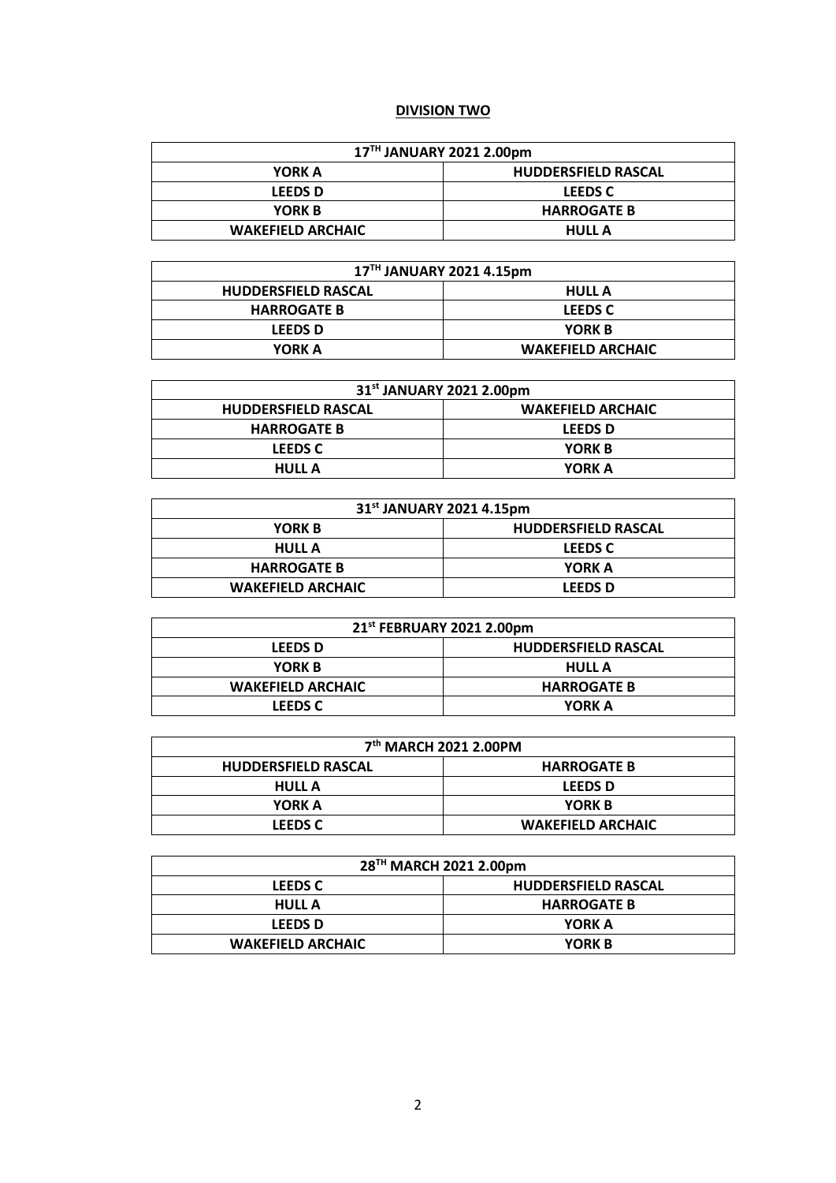## DIVISION TWO

| 17TH JANUARY 2021 2.00pm | |
|---|---|
| YORK A | HUDDERSFIELD RASCAL |
| LEEDS D | LEEDS C |
| YORK B | HARROGATE B |
| WAKEFIELD ARCHAIC | HULL A |

| 17TH JANUARY 2021 4.15pm | |
|---|---|
| HUDDERSFIELD RASCAL | HULL A |
| HARROGATE B | LEEDS C |
| LEEDS D | YORK B |
| YORK A | WAKEFIELD ARCHAIC |

| 31st JANUARY 2021 2.00pm | |
|---|---|
| HUDDERSFIELD RASCAL | WAKEFIELD ARCHAIC |
| HARROGATE B | LEEDS D |
| LEEDS C | YORK B |
| HULL A | YORK A |

| 31st JANUARY 2021 4.15pm | |
|---|---|
| YORK B | HUDDERSFIELD RASCAL |
| HULL A | LEEDS C |
| HARROGATE B | YORK A |
| WAKEFIELD ARCHAIC | LEEDS D |

| 21st FEBRUARY 2021 2.00pm | |
|---|---|
| LEEDS D | HUDDERSFIELD RASCAL |
| YORK B | HULL A |
| WAKEFIELD ARCHAIC | HARROGATE B |
| LEEDS C | YORK A |

| 7th MARCH 2021 2.00PM | |
|---|---|
| HUDDERSFIELD RASCAL | HARROGATE B |
| HULL A | LEEDS D |
| YORK A | YORK B |
| LEEDS C | WAKEFIELD ARCHAIC |

| 28TH MARCH 2021 2.00pm | |
|---|---|
| LEEDS C | HUDDERSFIELD RASCAL |
| HULL A | HARROGATE B |
| LEEDS D | YORK A |
| WAKEFIELD ARCHAIC | YORK B |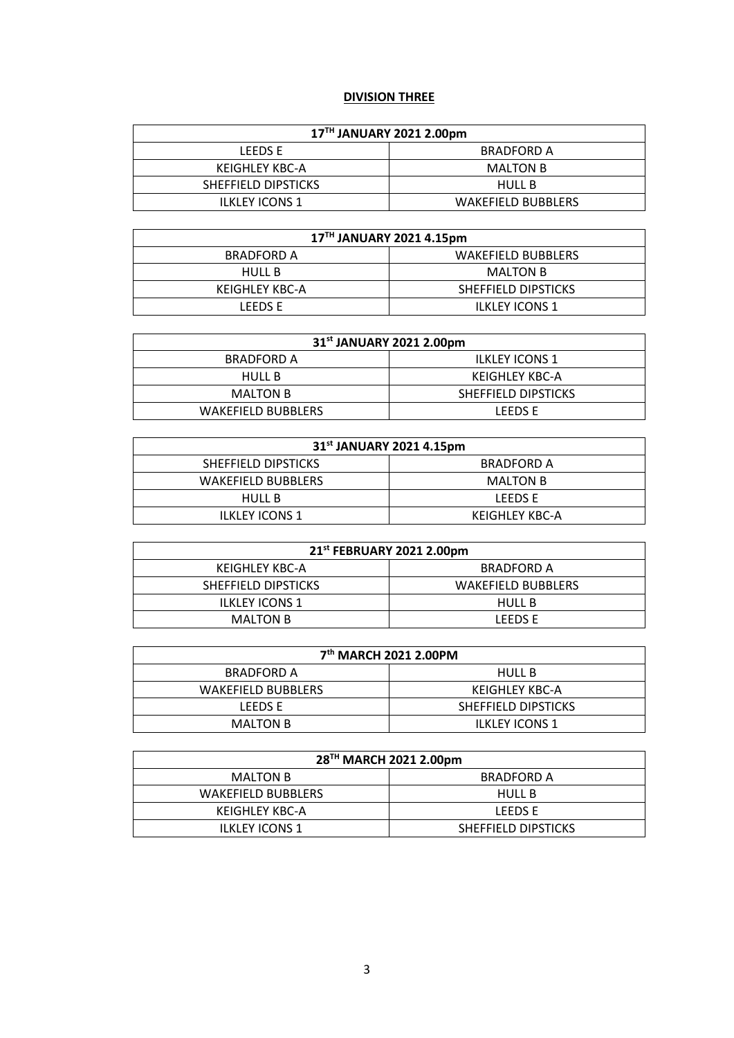**DIVISION THREE**

| 17TH JANUARY 2021 2.00pm | |
|---|---|
| LEEDS E | BRADFORD A |
| KEIGHLEY KBC-A | MALTON B |
| SHEFFIELD DIPSTICKS | HULL B |
| ILKLEY ICONS 1 | WAKEFIELD BUBBLERS |

| 17TH JANUARY 2021 4.15pm | |
|---|---|
| BRADFORD A | WAKEFIELD BUBBLERS |
| HULL B | MALTON B |
| KEIGHLEY KBC-A | SHEFFIELD DIPSTICKS |
| LEEDS E | ILKLEY ICONS 1 |

| 31st JANUARY 2021 2.00pm | |
|---|---|
| BRADFORD A | ILKLEY ICONS 1 |
| HULL B | KEIGHLEY KBC-A |
| MALTON B | SHEFFIELD DIPSTICKS |
| WAKEFIELD BUBBLERS | LEEDS E |

| 31st JANUARY 2021 4.15pm | |
|---|---|
| SHEFFIELD DIPSTICKS | BRADFORD A |
| WAKEFIELD BUBBLERS | MALTON B |
| HULL B | LEEDS E |
| ILKLEY ICONS 1 | KEIGHLEY KBC-A |

| 21st FEBRUARY 2021 2.00pm | |
|---|---|
| KEIGHLEY KBC-A | BRADFORD A |
| SHEFFIELD DIPSTICKS | WAKEFIELD BUBBLERS |
| ILKLEY ICONS 1 | HULL B |
| MALTON B | LEEDS E |

| 7th MARCH 2021 2.00PM | |
|---|---|
| BRADFORD A | HULL B |
| WAKEFIELD BUBBLERS | KEIGHLEY KBC-A |
| LEEDS E | SHEFFIELD DIPSTICKS |
| MALTON B | ILKLEY ICONS 1 |

| 28TH MARCH 2021 2.00pm | |
|---|---|
| MALTON B | BRADFORD A |
| WAKEFIELD BUBBLERS | HULL B |
| KEIGHLEY KBC-A | LEEDS E |
| ILKLEY ICONS 1 | SHEFFIELD DIPSTICKS |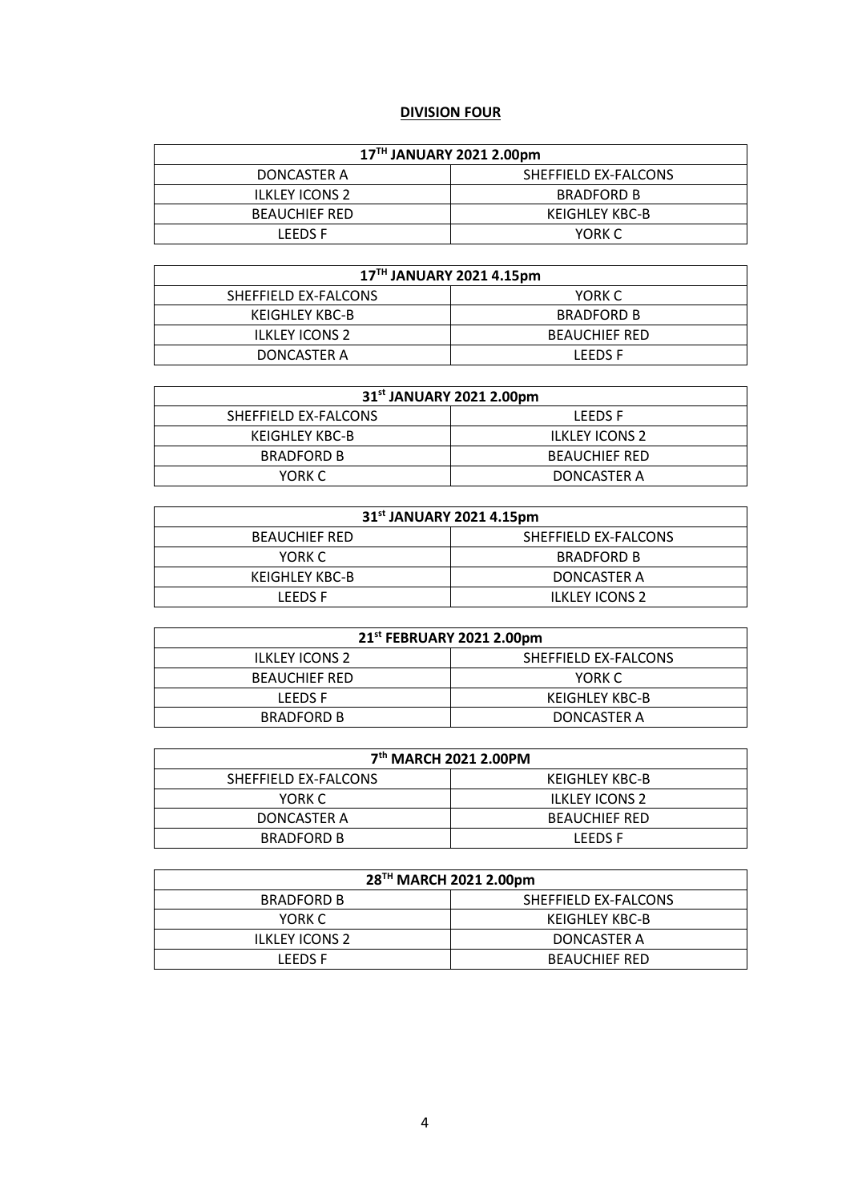## DIVISION FOUR

| 17TH JANUARY 2021 2.00pm | |
|---|---|
| DONCASTER A | SHEFFIELD EX-FALCONS |
| ILKLEY ICONS 2 | BRADFORD B |
| BEAUCHIEF RED | KEIGHLEY KBC-B |
| LEEDS F | YORK C |

| 17TH JANUARY 2021 4.15pm | |
|---|---|
| SHEFFIELD EX-FALCONS | YORK C |
| KEIGHLEY KBC-B | BRADFORD B |
| ILKLEY ICONS 2 | BEAUCHIEF RED |
| DONCASTER A | LEEDS F |

| 31st JANUARY 2021 2.00pm | |
|---|---|
| SHEFFIELD EX-FALCONS | LEEDS F |
| KEIGHLEY KBC-B | ILKLEY ICONS 2 |
| BRADFORD B | BEAUCHIEF RED |
| YORK C | DONCASTER A |

| 31st JANUARY 2021 4.15pm | |
|---|---|
| BEAUCHIEF RED | SHEFFIELD EX-FALCONS |
| YORK C | BRADFORD B |
| KEIGHLEY KBC-B | DONCASTER A |
| LEEDS F | ILKLEY ICONS 2 |

| 21st FEBRUARY 2021 2.00pm | |
|---|---|
| ILKLEY ICONS 2 | SHEFFIELD EX-FALCONS |
| BEAUCHIEF RED | YORK C |
| LEEDS F | KEIGHLEY KBC-B |
| BRADFORD B | DONCASTER A |

| 7th MARCH 2021 2.00PM | |
|---|---|
| SHEFFIELD EX-FALCONS | KEIGHLEY KBC-B |
| YORK C | ILKLEY ICONS 2 |
| DONCASTER A | BEAUCHIEF RED |
| BRADFORD B | LEEDS F |

| 28TH MARCH 2021 2.00pm | |
|---|---|
| BRADFORD B | SHEFFIELD EX-FALCONS |
| YORK C | KEIGHLEY KBC-B |
| ILKLEY ICONS 2 | DONCASTER A |
| LEEDS F | BEAUCHIEF RED |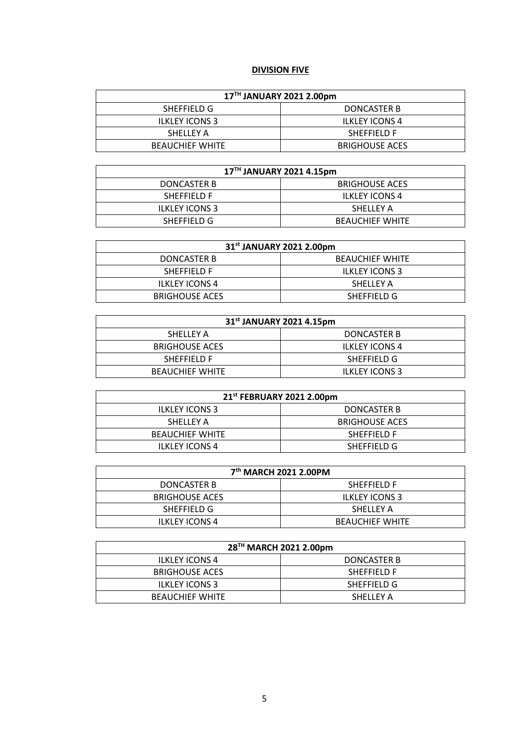**DIVISION FIVE**

| 17TH JANUARY 2021 2.00pm | |
|---|---|
| SHEFFIELD G | DONCASTER B |
| ILKLEY ICONS 3 | ILKLEY ICONS 4 |
| SHELLEY A | SHEFFIELD F |
| BEAUCHIEF WHITE | BRIGHOUSE ACES |

| 17TH JANUARY 2021 4.15pm | |
|---|---|
| DONCASTER B | BRIGHOUSE ACES |
| SHEFFIELD F | ILKLEY ICONS 4 |
| ILKLEY ICONS 3 | SHELLEY A |
| SHEFFIELD G | BEAUCHIEF WHITE |

| 31st JANUARY 2021 2.00pm | |
|---|---|
| DONCASTER B | BEAUCHIEF WHITE |
| SHEFFIELD F | ILKLEY ICONS 3 |
| ILKLEY ICONS 4 | SHELLEY A |
| BRIGHOUSE ACES | SHEFFIELD G |

| 31st JANUARY 2021 4.15pm | |
|---|---|
| SHELLEY A | DONCASTER B |
| BRIGHOUSE ACES | ILKLEY ICONS 4 |
| SHEFFIELD F | SHEFFIELD G |
| BEAUCHIEF WHITE | ILKLEY ICONS 3 |

| 21st FEBRUARY 2021 2.00pm | |
|---|---|
| ILKLEY ICONS 3 | DONCASTER B |
| SHELLEY A | BRIGHOUSE ACES |
| BEAUCHIEF WHITE | SHEFFIELD F |
| ILKLEY ICONS 4 | SHEFFIELD G |

| 7th MARCH 2021 2.00PM | |
|---|---|
| DONCASTER B | SHEFFIELD F |
| BRIGHOUSE ACES | ILKLEY ICONS 3 |
| SHEFFIELD G | SHELLEY A |
| ILKLEY ICONS 4 | BEAUCHIEF WHITE |

| 28TH MARCH 2021 2.00pm | |
|---|---|
| ILKLEY ICONS 4 | DONCASTER B |
| BRIGHOUSE ACES | SHEFFIELD F |
| ILKLEY ICONS 3 | SHEFFIELD G |
| BEAUCHIEF WHITE | SHELLEY A |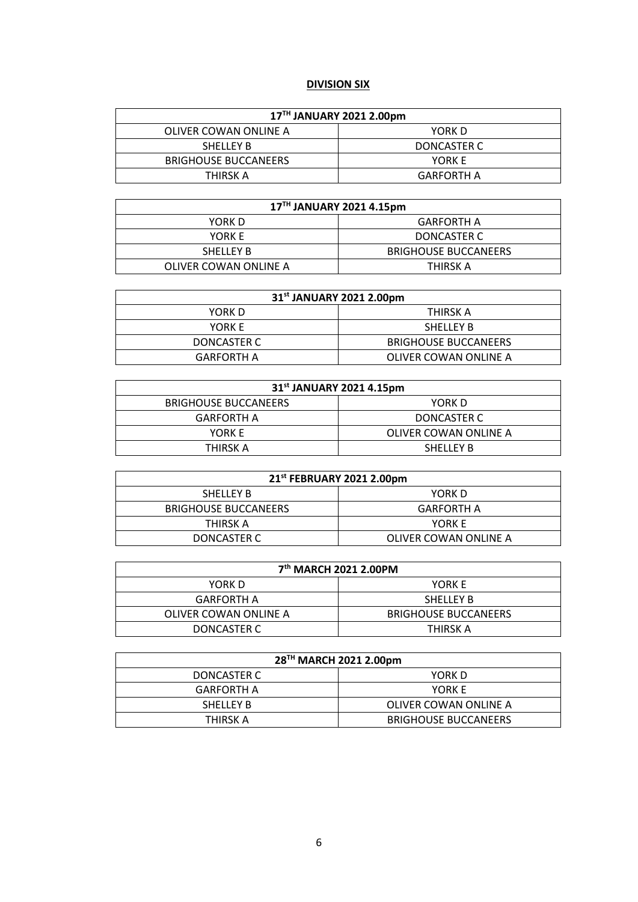**DIVISION SIX**

| 17TH JANUARY 2021 2.00pm | |
|---|---|
| OLIVER COWAN ONLINE A | YORK D |
| SHELLEY B | DONCASTER C |
| BRIGHOUSE BUCCANEERS | YORK E |
| THIRSK A | GARFORTH A |

| 17TH JANUARY 2021 4.15pm | |
|---|---|
| YORK D | GARFORTH A |
| YORK E | DONCASTER C |
| SHELLEY B | BRIGHOUSE BUCCANEERS |
| OLIVER COWAN ONLINE A | THIRSK A |

| 31st JANUARY 2021 2.00pm | |
|---|---|
| YORK D | THIRSK A |
| YORK E | SHELLEY B |
| DONCASTER C | BRIGHOUSE BUCCANEERS |
| GARFORTH A | OLIVER COWAN ONLINE A |

| 31st JANUARY 2021 4.15pm | |
|---|---|
| BRIGHOUSE BUCCANEERS | YORK D |
| GARFORTH A | DONCASTER C |
| YORK E | OLIVER COWAN ONLINE A |
| THIRSK A | SHELLEY B |

| 21st FEBRUARY 2021 2.00pm | |
|---|---|
| SHELLEY B | YORK D |
| BRIGHOUSE BUCCANEERS | GARFORTH A |
| THIRSK A | YORK E |
| DONCASTER C | OLIVER COWAN ONLINE A |

| 7th MARCH 2021 2.00PM | |
|---|---|
| YORK D | YORK E |
| GARFORTH A | SHELLEY B |
| OLIVER COWAN ONLINE A | BRIGHOUSE BUCCANEERS |
| DONCASTER C | THIRSK A |

| 28TH MARCH 2021 2.00pm | |
|---|---|
| DONCASTER C | YORK D |
| GARFORTH A | YORK E |
| SHELLEY B | OLIVER COWAN ONLINE A |
| THIRSK A | BRIGHOUSE BUCCANEERS |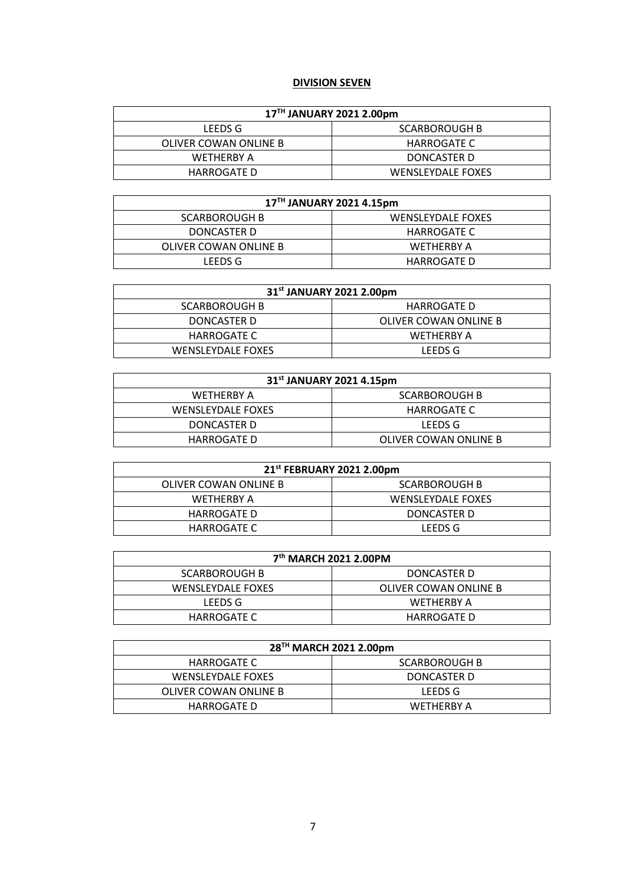**DIVISION SEVEN**

| 17TH JANUARY 2021 2.00pm | |
|---|---|
| LEEDS G | SCARBOROUGH B |
| OLIVER COWAN ONLINE B | HARROGATE C |
| WETHERBY A | DONCASTER D |
| HARROGATE D | WENSLEYDALE FOXES |

| 17TH JANUARY 2021 4.15pm | |
|---|---|
| SCARBOROUGH B | WENSLEYDALE FOXES |
| DONCASTER D | HARROGATE C |
| OLIVER COWAN ONLINE B | WETHERBY A |
| LEEDS G | HARROGATE D |

| 31st JANUARY 2021 2.00pm | |
|---|---|
| SCARBOROUGH B | HARROGATE D |
| DONCASTER D | OLIVER COWAN ONLINE B |
| HARROGATE C | WETHERBY A |
| WENSLEYDALE FOXES | LEEDS G |

| 31st JANUARY 2021 4.15pm | |
|---|---|
| WETHERBY A | SCARBOROUGH B |
| WENSLEYDALE FOXES | HARROGATE C |
| DONCASTER D | LEEDS G |
| HARROGATE D | OLIVER COWAN ONLINE B |

| 21st FEBRUARY 2021 2.00pm | |
|---|---|
| OLIVER COWAN ONLINE B | SCARBOROUGH B |
| WETHERBY A | WENSLEYDALE FOXES |
| HARROGATE D | DONCASTER D |
| HARROGATE C | LEEDS G |

| 7th MARCH 2021 2.00PM | |
|---|---|
| SCARBOROUGH B | DONCASTER D |
| WENSLEYDALE FOXES | OLIVER COWAN ONLINE B |
| LEEDS G | WETHERBY A |
| HARROGATE C | HARROGATE D |

| 28TH MARCH 2021 2.00pm | |
|---|---|
| HARROGATE C | SCARBOROUGH B |
| WENSLEYDALE FOXES | DONCASTER D |
| OLIVER COWAN ONLINE B | LEEDS G |
| HARROGATE D | WETHERBY A |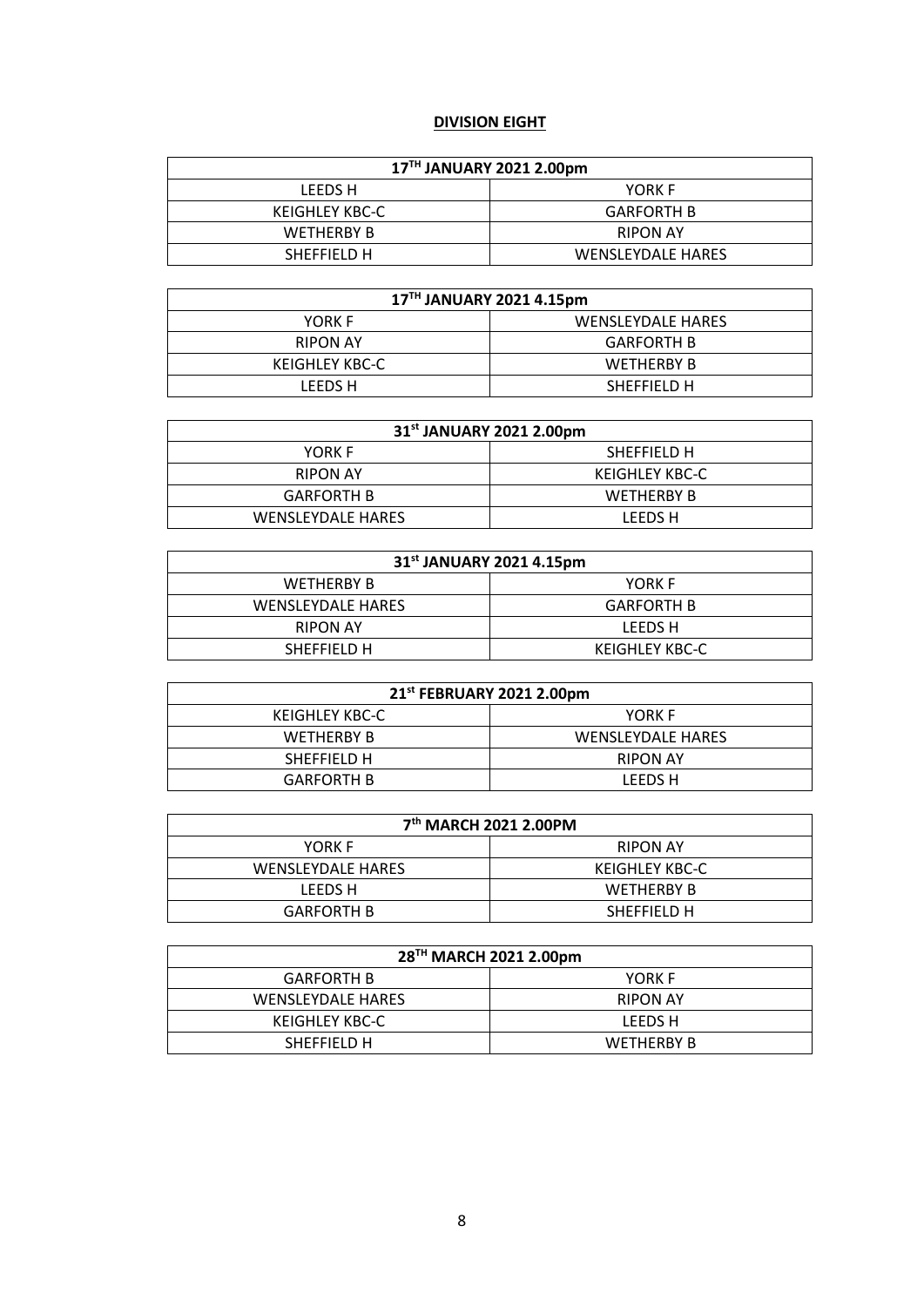## DIVISION EIGHT

| 17TH JANUARY 2021 2.00pm | |
|---|---|
| LEEDS H | YORK F |
| KEIGHLEY KBC-C | GARFORTH B |
| WETHERBY B | RIPON AY |
| SHEFFIELD H | WENSLEYDALE HARES |

| 17TH JANUARY 2021 4.15pm | |
|---|---|
| YORK F | WENSLEYDALE HARES |
| RIPON AY | GARFORTH B |
| KEIGHLEY KBC-C | WETHERBY B |
| LEEDS H | SHEFFIELD H |

| 31st JANUARY 2021 2.00pm | |
|---|---|
| YORK F | SHEFFIELD H |
| RIPON AY | KEIGHLEY KBC-C |
| GARFORTH B | WETHERBY B |
| WENSLEYDALE HARES | LEEDS H |

| 31st JANUARY 2021 4.15pm | |
|---|---|
| WETHERBY B | YORK F |
| WENSLEYDALE HARES | GARFORTH B |
| RIPON AY | LEEDS H |
| SHEFFIELD H | KEIGHLEY KBC-C |

| 21st FEBRUARY 2021 2.00pm | |
|---|---|
| KEIGHLEY KBC-C | YORK F |
| WETHERBY B | WENSLEYDALE HARES |
| SHEFFIELD H | RIPON AY |
| GARFORTH B | LEEDS H |

| 7th MARCH 2021 2.00PM | |
|---|---|
| YORK F | RIPON AY |
| WENSLEYDALE HARES | KEIGHLEY KBC-C |
| LEEDS H | WETHERBY B |
| GARFORTH B | SHEFFIELD H |

| 28TH MARCH 2021 2.00pm | |
|---|---|
| GARFORTH B | YORK F |
| WENSLEYDALE HARES | RIPON AY |
| KEIGHLEY KBC-C | LEEDS H |
| SHEFFIELD H | WETHERBY B |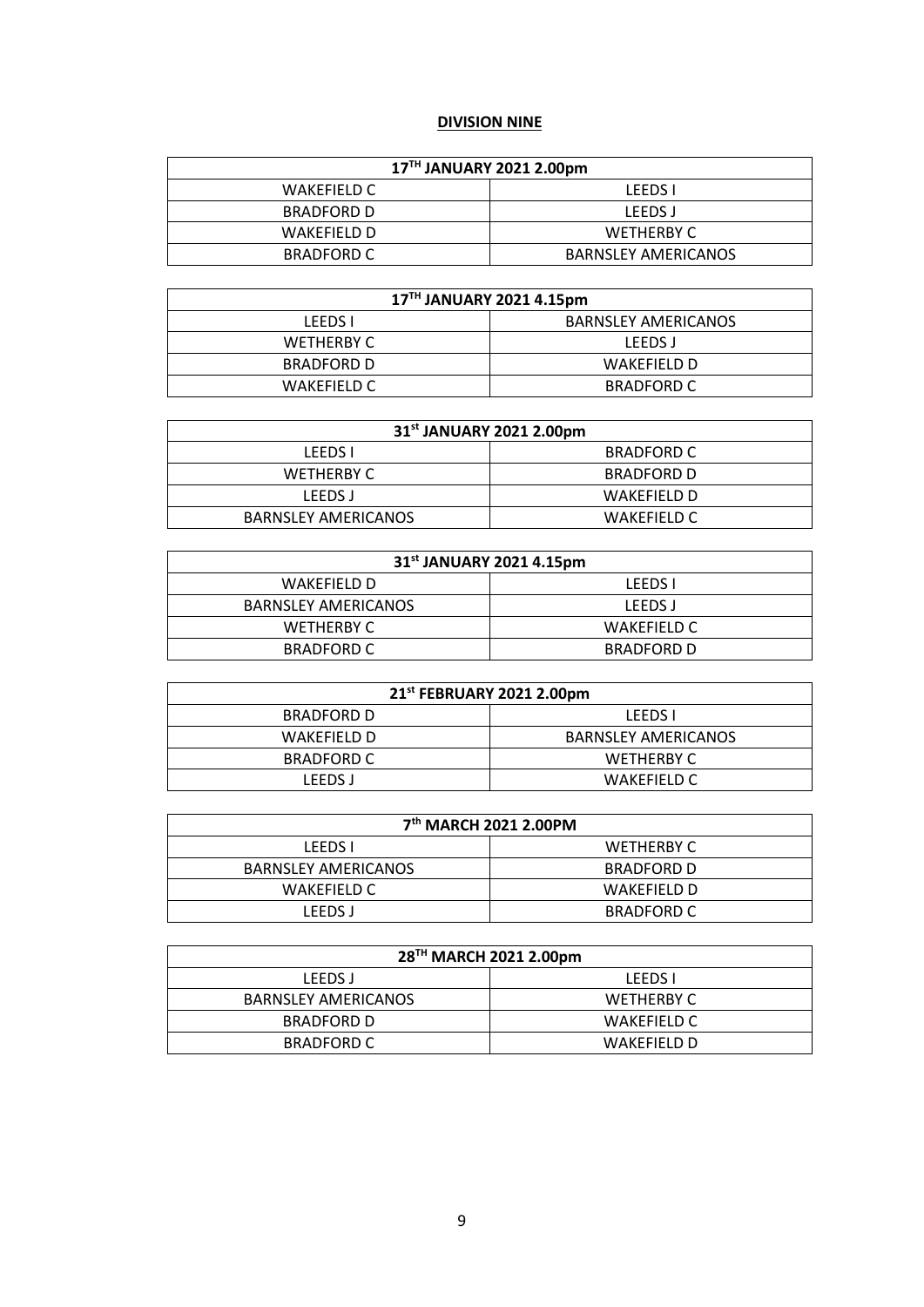**DIVISION NINE**

| 17TH JANUARY 2021 2.00pm | |
|---|---|
| WAKEFIELD C | LEEDS I |
| BRADFORD D | LEEDS J |
| WAKEFIELD D | WETHERBY C |
| BRADFORD C | BARNSLEY AMERICANOS |

| 17TH JANUARY 2021 4.15pm | |
|---|---|
| LEEDS I | BARNSLEY AMERICANOS |
| WETHERBY C | LEEDS J |
| BRADFORD D | WAKEFIELD D |
| WAKEFIELD C | BRADFORD C |

| 31st JANUARY 2021 2.00pm | |
|---|---|
| LEEDS I | BRADFORD C |
| WETHERBY C | BRADFORD D |
| LEEDS J | WAKEFIELD D |
| BARNSLEY AMERICANOS | WAKEFIELD C |

| 31st JANUARY 2021 4.15pm | |
|---|---|
| WAKEFIELD D | LEEDS I |
| BARNSLEY AMERICANOS | LEEDS J |
| WETHERBY C | WAKEFIELD C |
| BRADFORD C | BRADFORD D |

| 21st FEBRUARY 2021 2.00pm | |
|---|---|
| BRADFORD D | LEEDS I |
| WAKEFIELD D | BARNSLEY AMERICANOS |
| BRADFORD C | WETHERBY C |
| LEEDS J | WAKEFIELD C |

| 7th MARCH 2021 2.00PM | |
|---|---|
| LEEDS I | WETHERBY C |
| BARNSLEY AMERICANOS | BRADFORD D |
| WAKEFIELD C | WAKEFIELD D |
| LEEDS J | BRADFORD C |

| 28TH MARCH 2021 2.00pm | |
|---|---|
| LEEDS J | LEEDS I |
| BARNSLEY AMERICANOS | WETHERBY C |
| BRADFORD D | WAKEFIELD C |
| BRADFORD C | WAKEFIELD D |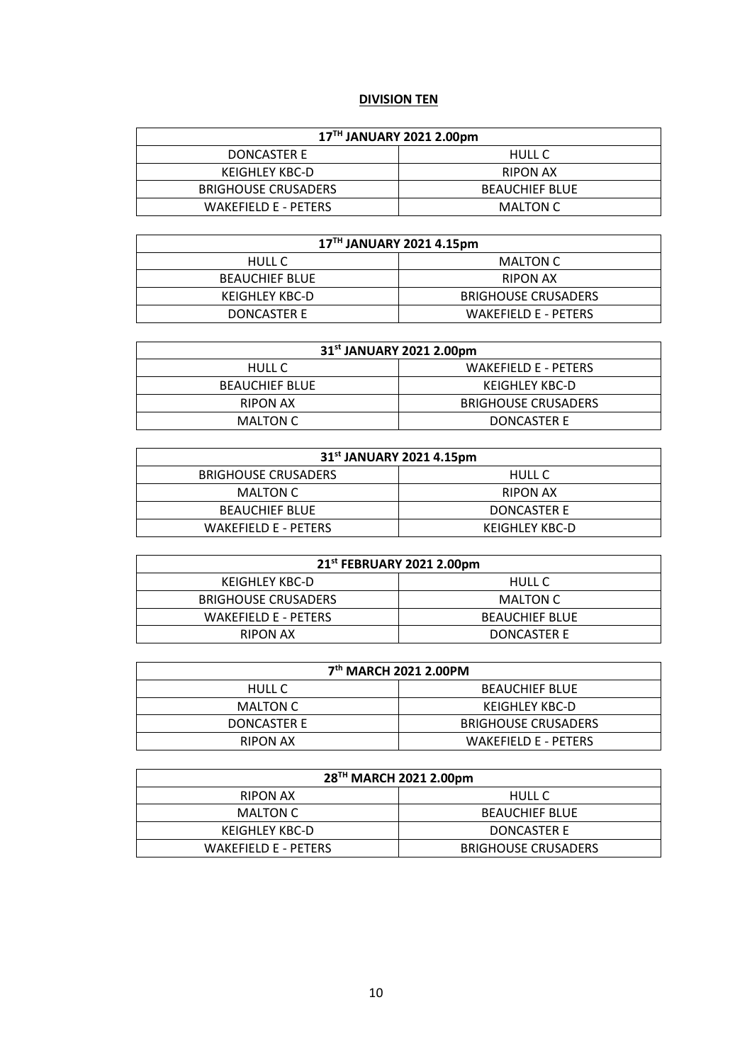**DIVISION TEN**

| 17TH JANUARY 2021 2.00pm | |
|---|---|
| DONCASTER E | HULL C |
| KEIGHLEY KBC-D | RIPON AX |
| BRIGHOUSE CRUSADERS | BEAUCHIEF BLUE |
| WAKEFIELD E - PETERS | MALTON C |

| 17TH JANUARY 2021 4.15pm | |
|---|---|
| HULL C | MALTON C |
| BEAUCHIEF BLUE | RIPON AX |
| KEIGHLEY KBC-D | BRIGHOUSE CRUSADERS |
| DONCASTER E | WAKEFIELD E - PETERS |

| 31st JANUARY 2021 2.00pm | |
|---|---|
| HULL C | WAKEFIELD E - PETERS |
| BEAUCHIEF BLUE | KEIGHLEY KBC-D |
| RIPON AX | BRIGHOUSE CRUSADERS |
| MALTON C | DONCASTER E |

| 31st JANUARY 2021 4.15pm | |
|---|---|
| BRIGHOUSE CRUSADERS | HULL C |
| MALTON C | RIPON AX |
| BEAUCHIEF BLUE | DONCASTER E |
| WAKEFIELD E - PETERS | KEIGHLEY KBC-D |

| 21st FEBRUARY 2021 2.00pm | |
|---|---|
| KEIGHLEY KBC-D | HULL C |
| BRIGHOUSE CRUSADERS | MALTON C |
| WAKEFIELD E - PETERS | BEAUCHIEF BLUE |
| RIPON AX | DONCASTER E |

| 7th MARCH 2021 2.00PM | |
|---|---|
| HULL C | BEAUCHIEF BLUE |
| MALTON C | KEIGHLEY KBC-D |
| DONCASTER E | BRIGHOUSE CRUSADERS |
| RIPON AX | WAKEFIELD E - PETERS |

| 28TH MARCH 2021 2.00pm | |
|---|---|
| RIPON AX | HULL C |
| MALTON C | BEAUCHIEF BLUE |
| KEIGHLEY KBC-D | DONCASTER E |
| WAKEFIELD E - PETERS | BRIGHOUSE CRUSADERS |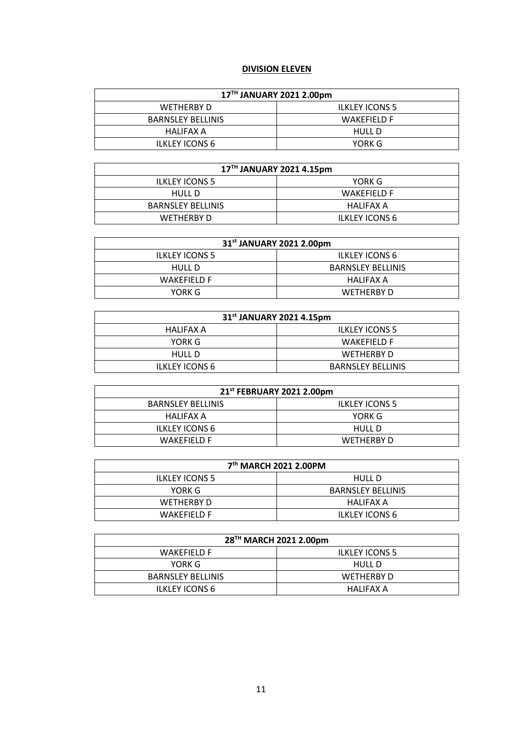**DIVISION ELEVEN**

| 17TH JANUARY 2021 2.00pm | |
|---|---|
| WETHERBY D | ILKLEY ICONS 5 |
| BARNSLEY BELLINIS | WAKEFIELD F |
| HALIFAX A | HULL D |
| ILKLEY ICONS 6 | YORK G |

| 17TH JANUARY 2021 4.15pm | |
|---|---|
| ILKLEY ICONS 5 | YORK G |
| HULL D | WAKEFIELD F |
| BARNSLEY BELLINIS | HALIFAX A |
| WETHERBY D | ILKLEY ICONS 6 |

| 31st JANUARY 2021 2.00pm | |
|---|---|
| ILKLEY ICONS 5 | ILKLEY ICONS 6 |
| HULL D | BARNSLEY BELLINIS |
| WAKEFIELD F | HALIFAX A |
| YORK G | WETHERBY D |

| 31st JANUARY 2021 4.15pm | |
|---|---|
| HALIFAX A | ILKLEY ICONS 5 |
| YORK G | WAKEFIELD F |
| HULL D | WETHERBY D |
| ILKLEY ICONS 6 | BARNSLEY BELLINIS |

| 21st FEBRUARY 2021 2.00pm | |
|---|---|
| BARNSLEY BELLINIS | ILKLEY ICONS 5 |
| HALIFAX A | YORK G |
| ILKLEY ICONS 6 | HULL D |
| WAKEFIELD F | WETHERBY D |

| 7th MARCH 2021 2.00PM | |
|---|---|
| ILKLEY ICONS 5 | HULL D |
| YORK G | BARNSLEY BELLINIS |
| WETHERBY D | HALIFAX A |
| WAKEFIELD F | ILKLEY ICONS 6 |

| 28TH MARCH 2021 2.00pm | |
|---|---|
| WAKEFIELD F | ILKLEY ICONS 5 |
| YORK G | HULL D |
| BARNSLEY BELLINIS | WETHERBY D |
| ILKLEY ICONS 6 | HALIFAX A |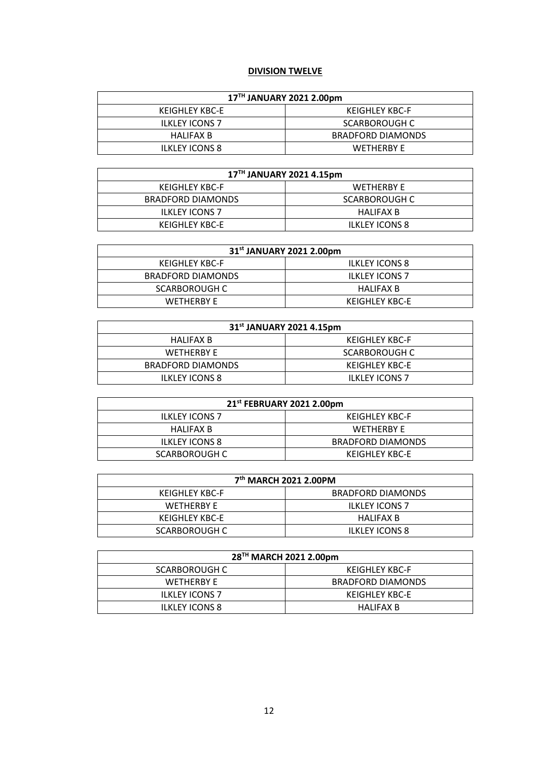## DIVISION TWELVE

| 17TH JANUARY 2021 2.00pm | |
|---|---|
| KEIGHLEY KBC-E | KEIGHLEY KBC-F |
| ILKLEY ICONS 7 | SCARBOROUGH C |
| HALIFAX B | BRADFORD DIAMONDS |
| ILKLEY ICONS 8 | WETHERBY E |

| 17TH JANUARY 2021 4.15pm | |
|---|---|
| KEIGHLEY KBC-F | WETHERBY E |
| BRADFORD DIAMONDS | SCARBOROUGH C |
| ILKLEY ICONS 7 | HALIFAX B |
| KEIGHLEY KBC-E | ILKLEY ICONS 8 |

| 31st JANUARY 2021 2.00pm | |
|---|---|
| KEIGHLEY KBC-F | ILKLEY ICONS 8 |
| BRADFORD DIAMONDS | ILKLEY ICONS 7 |
| SCARBOROUGH C | HALIFAX B |
| WETHERBY E | KEIGHLEY KBC-E |

| 31st JANUARY 2021 4.15pm | |
|---|---|
| HALIFAX B | KEIGHLEY KBC-F |
| WETHERBY E | SCARBOROUGH C |
| BRADFORD DIAMONDS | KEIGHLEY KBC-E |
| ILKLEY ICONS 8 | ILKLEY ICONS 7 |

| 21st FEBRUARY 2021 2.00pm | |
|---|---|
| ILKLEY ICONS 7 | KEIGHLEY KBC-F |
| HALIFAX B | WETHERBY E |
| ILKLEY ICONS 8 | BRADFORD DIAMONDS |
| SCARBOROUGH C | KEIGHLEY KBC-E |

| 7th MARCH 2021 2.00PM | |
|---|---|
| KEIGHLEY KBC-F | BRADFORD DIAMONDS |
| WETHERBY E | ILKLEY ICONS 7 |
| KEIGHLEY KBC-E | HALIFAX B |
| SCARBOROUGH C | ILKLEY ICONS 8 |

| 28TH MARCH 2021 2.00pm | |
|---|---|
| SCARBOROUGH C | KEIGHLEY KBC-F |
| WETHERBY E | BRADFORD DIAMONDS |
| ILKLEY ICONS 7 | KEIGHLEY KBC-E |
| ILKLEY ICONS 8 | HALIFAX B |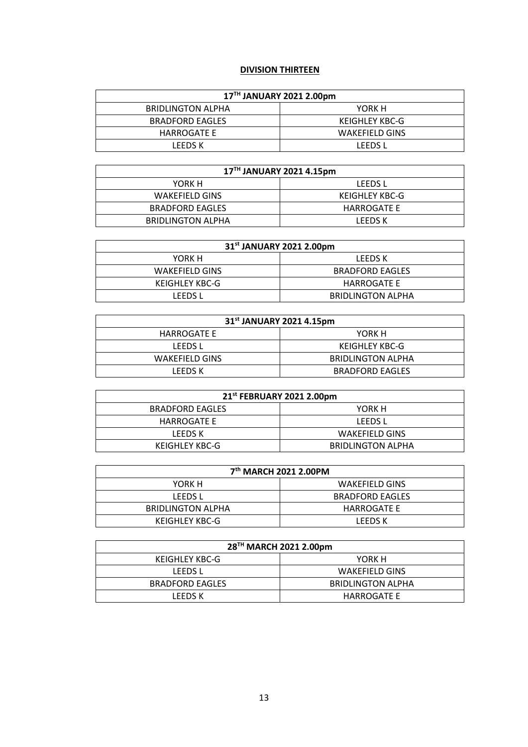**DIVISION THIRTEEN**

| 17TH JANUARY 2021 2.00pm | |
|---|---|
| BRIDLINGTON ALPHA | YORK H |
| BRADFORD EAGLES | KEIGHLEY KBC-G |
| HARROGATE E | WAKEFIELD GINS |
| LEEDS K | LEEDS L |

| 17TH JANUARY 2021 4.15pm | |
|---|---|
| YORK H | LEEDS L |
| WAKEFIELD GINS | KEIGHLEY KBC-G |
| BRADFORD EAGLES | HARROGATE E |
| BRIDLINGTON ALPHA | LEEDS K |

| 31st JANUARY 2021 2.00pm | |
|---|---|
| YORK H | LEEDS K |
| WAKEFIELD GINS | BRADFORD EAGLES |
| KEIGHLEY KBC-G | HARROGATE E |
| LEEDS L | BRIDLINGTON ALPHA |

| 31st JANUARY 2021 4.15pm | |
|---|---|
| HARROGATE E | YORK H |
| LEEDS L | KEIGHLEY KBC-G |
| WAKEFIELD GINS | BRIDLINGTON ALPHA |
| LEEDS K | BRADFORD EAGLES |

| 21st FEBRUARY 2021 2.00pm | |
|---|---|
| BRADFORD EAGLES | YORK H |
| HARROGATE E | LEEDS L |
| LEEDS K | WAKEFIELD GINS |
| KEIGHLEY KBC-G | BRIDLINGTON ALPHA |

| 7th MARCH 2021 2.00PM | |
|---|---|
| YORK H | WAKEFIELD GINS |
| LEEDS L | BRADFORD EAGLES |
| BRIDLINGTON ALPHA | HARROGATE E |
| KEIGHLEY KBC-G | LEEDS K |

| 28TH MARCH 2021 2.00pm | |
|---|---|
| KEIGHLEY KBC-G | YORK H |
| LEEDS L | WAKEFIELD GINS |
| BRADFORD EAGLES | BRIDLINGTON ALPHA |
| LEEDS K | HARROGATE E |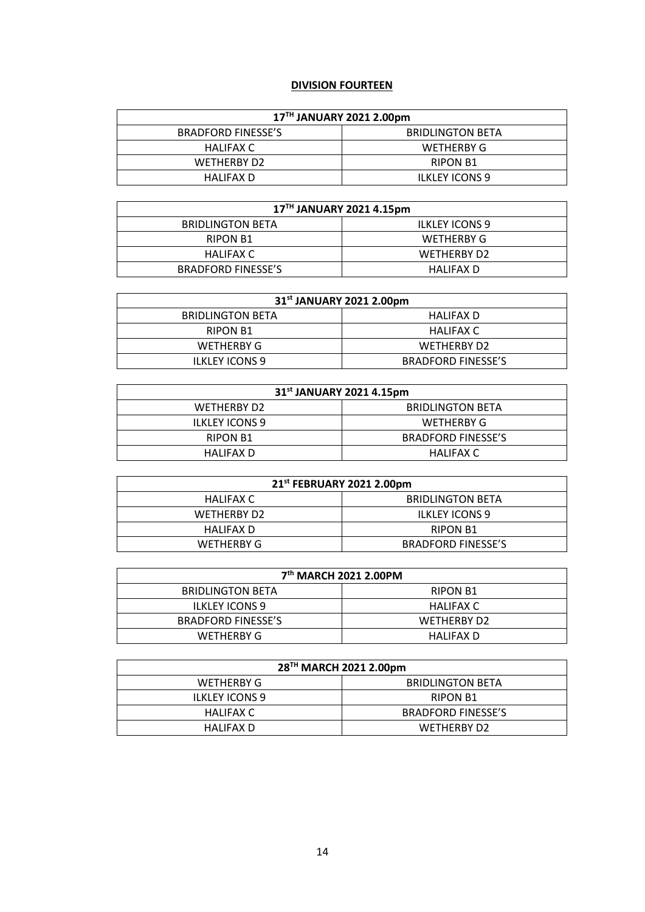## DIVISION FOURTEEN

| 17TH JANUARY 2021 2.00pm | |
|---|---|
| BRADFORD FINESSE'S | BRIDLINGTON BETA |
| HALIFAX C | WETHERBY G |
| WETHERBY D2 | RIPON B1 |
| HALIFAX D | ILKLEY ICONS 9 |

| 17TH JANUARY 2021 4.15pm | |
|---|---|
| BRIDLINGTON BETA | ILKLEY ICONS 9 |
| RIPON B1 | WETHERBY G |
| HALIFAX C | WETHERBY D2 |
| BRADFORD FINESSE'S | HALIFAX D |

| 31st JANUARY 2021 2.00pm | |
|---|---|
| BRIDLINGTON BETA | HALIFAX D |
| RIPON B1 | HALIFAX C |
| WETHERBY G | WETHERBY D2 |
| ILKLEY ICONS 9 | BRADFORD FINESSE'S |

| 31st JANUARY 2021 4.15pm | |
|---|---|
| WETHERBY D2 | BRIDLINGTON BETA |
| ILKLEY ICONS 9 | WETHERBY G |
| RIPON B1 | BRADFORD FINESSE'S |
| HALIFAX D | HALIFAX C |

| 21st FEBRUARY 2021 2.00pm | |
|---|---|
| HALIFAX C | BRIDLINGTON BETA |
| WETHERBY D2 | ILKLEY ICONS 9 |
| HALIFAX D | RIPON B1 |
| WETHERBY G | BRADFORD FINESSE'S |

| 7th MARCH 2021 2.00PM | |
|---|---|
| BRIDLINGTON BETA | RIPON B1 |
| ILKLEY ICONS 9 | HALIFAX C |
| BRADFORD FINESSE'S | WETHERBY D2 |
| WETHERBY G | HALIFAX D |

| 28TH MARCH 2021 2.00pm | |
|---|---|
| WETHERBY G | BRIDLINGTON BETA |
| ILKLEY ICONS 9 | RIPON B1 |
| HALIFAX C | BRADFORD FINESSE'S |
| HALIFAX D | WETHERBY D2 |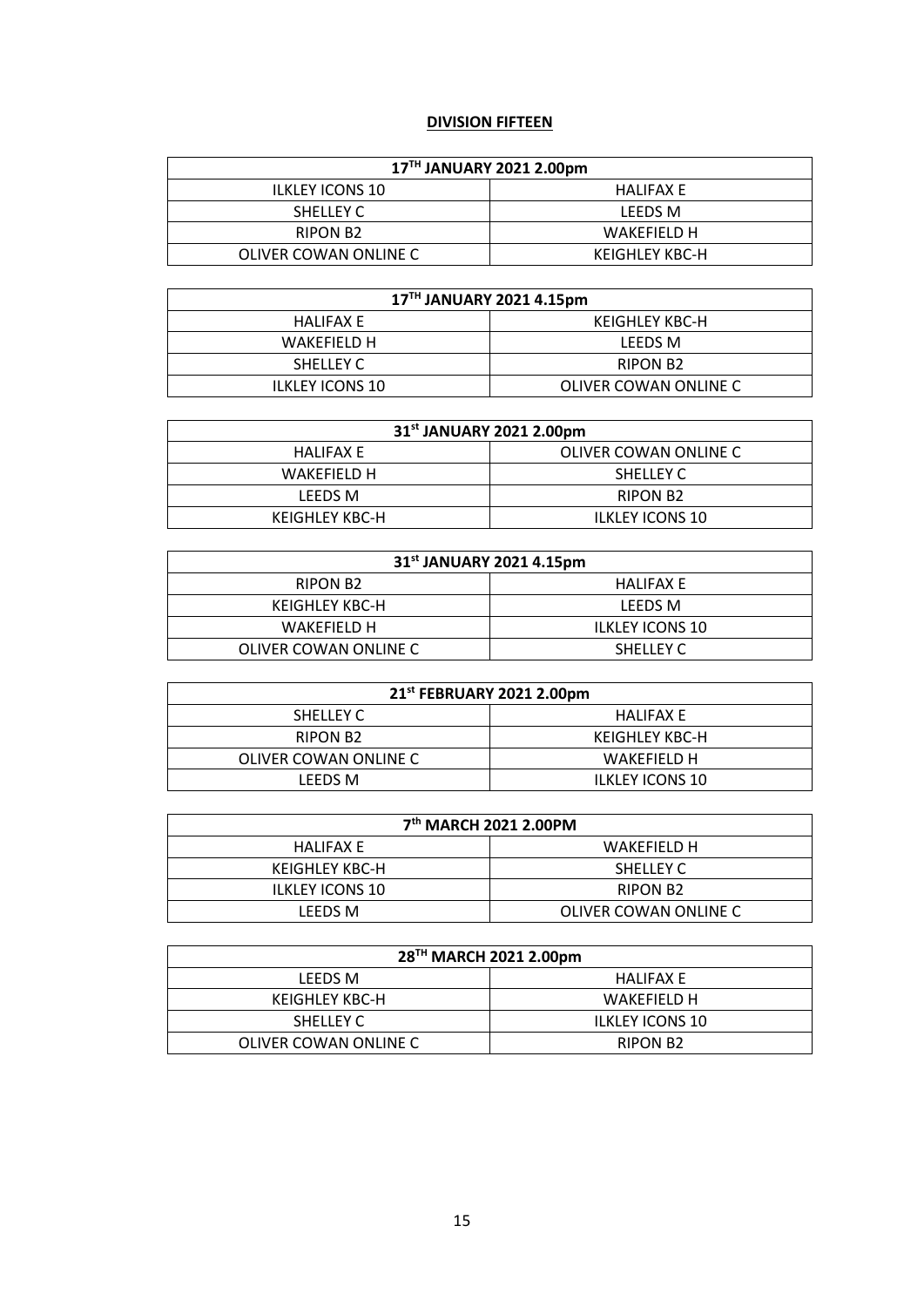**DIVISION FIFTEEN**

| 17TH JANUARY 2021 2.00pm | |
|---|---|
| ILKLEY ICONS 10 | HALIFAX E |
| SHELLEY C | LEEDS M |
| RIPON B2 | WAKEFIELD H |
| OLIVER COWAN ONLINE C | KEIGHLEY KBC-H |

| 17TH JANUARY 2021 4.15pm | |
|---|---|
| HALIFAX E | KEIGHLEY KBC-H |
| WAKEFIELD H | LEEDS M |
| SHELLEY C | RIPON B2 |
| ILKLEY ICONS 10 | OLIVER COWAN ONLINE C |

| 31st JANUARY 2021 2.00pm | |
|---|---|
| HALIFAX E | OLIVER COWAN ONLINE C |
| WAKEFIELD H | SHELLEY C |
| LEEDS M | RIPON B2 |
| KEIGHLEY KBC-H | ILKLEY ICONS 10 |

| 31st JANUARY 2021 4.15pm | |
|---|---|
| RIPON B2 | HALIFAX E |
| KEIGHLEY KBC-H | LEEDS M |
| WAKEFIELD H | ILKLEY ICONS 10 |
| OLIVER COWAN ONLINE C | SHELLEY C |

| 21st FEBRUARY 2021 2.00pm | |
|---|---|
| SHELLEY C | HALIFAX E |
| RIPON B2 | KEIGHLEY KBC-H |
| OLIVER COWAN ONLINE C | WAKEFIELD H |
| LEEDS M | ILKLEY ICONS 10 |

| 7th MARCH 2021 2.00PM | |
|---|---|
| HALIFAX E | WAKEFIELD H |
| KEIGHLEY KBC-H | SHELLEY C |
| ILKLEY ICONS 10 | RIPON B2 |
| LEEDS M | OLIVER COWAN ONLINE C |

| 28TH MARCH 2021 2.00pm | |
|---|---|
| LEEDS M | HALIFAX E |
| KEIGHLEY KBC-H | WAKEFIELD H |
| SHELLEY C | ILKLEY ICONS 10 |
| OLIVER COWAN ONLINE C | RIPON B2 |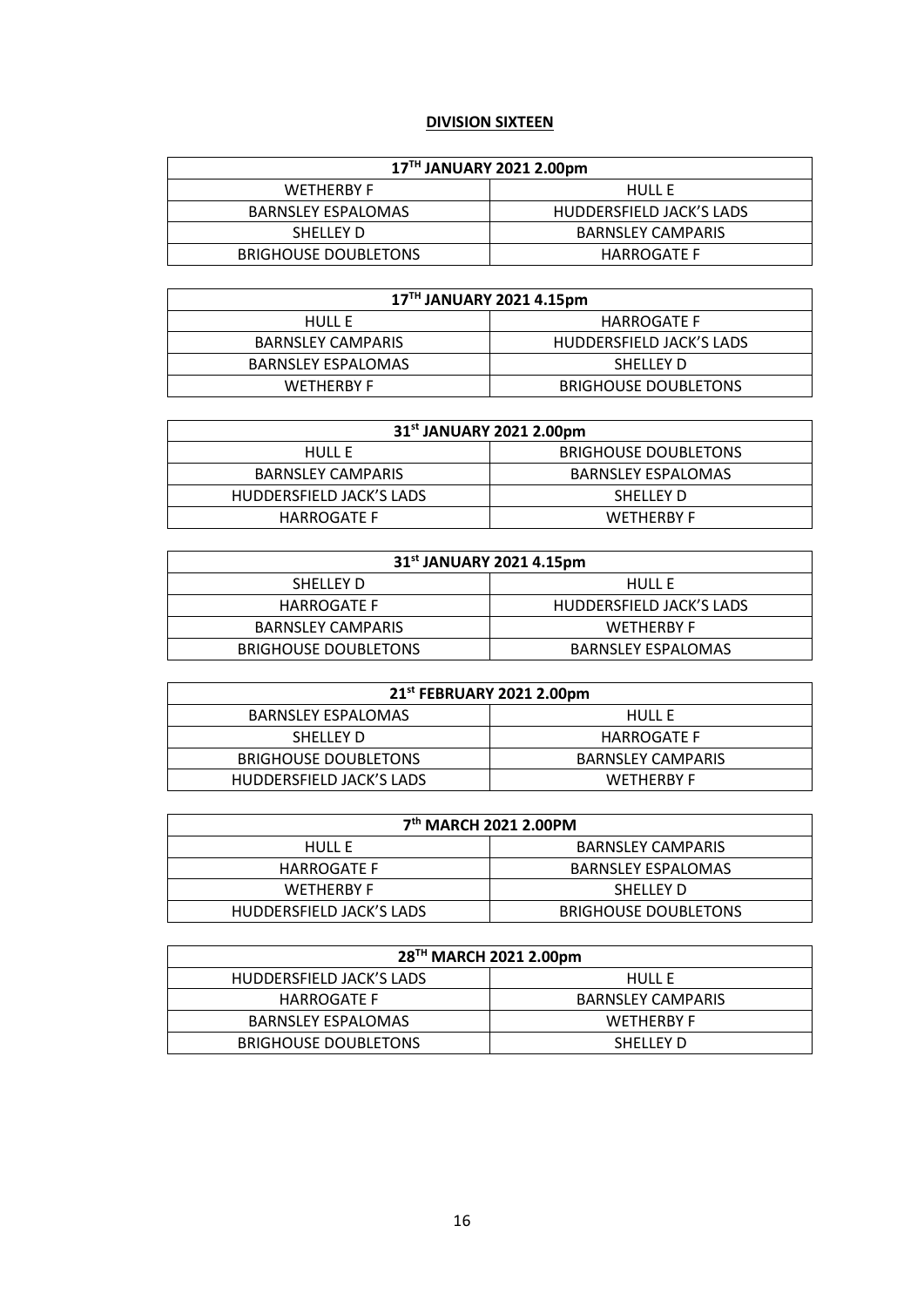**DIVISION SIXTEEN**

| 17TH JANUARY 2021 2.00pm | |
|---|---|
| WETHERBY F | HULL E |
| BARNSLEY ESPALOMAS | HUDDERSFIELD JACK'S LADS |
| SHELLEY D | BARNSLEY CAMPARIS |
| BRIGHOUSE DOUBLETONS | HARROGATE F |

| 17TH JANUARY 2021 4.15pm | |
|---|---|
| HULL E | HARROGATE F |
| BARNSLEY CAMPARIS | HUDDERSFIELD JACK'S LADS |
| BARNSLEY ESPALOMAS | SHELLEY D |
| WETHERBY F | BRIGHOUSE DOUBLETONS |

| 31st JANUARY 2021 2.00pm | |
|---|---|
| HULL E | BRIGHOUSE DOUBLETONS |
| BARNSLEY CAMPARIS | BARNSLEY ESPALOMAS |
| HUDDERSFIELD JACK'S LADS | SHELLEY D |
| HARROGATE F | WETHERBY F |

| 31st JANUARY 2021 4.15pm | |
|---|---|
| SHELLEY D | HULL E |
| HARROGATE F | HUDDERSFIELD JACK'S LADS |
| BARNSLEY CAMPARIS | WETHERBY F |
| BRIGHOUSE DOUBLETONS | BARNSLEY ESPALOMAS |

| 21st FEBRUARY 2021 2.00pm | |
|---|---|
| BARNSLEY ESPALOMAS | HULL E |
| SHELLEY D | HARROGATE F |
| BRIGHOUSE DOUBLETONS | BARNSLEY CAMPARIS |
| HUDDERSFIELD JACK'S LADS | WETHERBY F |

| 7th MARCH 2021 2.00PM | |
|---|---|
| HULL E | BARNSLEY CAMPARIS |
| HARROGATE F | BARNSLEY ESPALOMAS |
| WETHERBY F | SHELLEY D |
| HUDDERSFIELD JACK'S LADS | BRIGHOUSE DOUBLETONS |

| 28TH MARCH 2021 2.00pm | |
|---|---|
| HUDDERSFIELD JACK'S LADS | HULL E |
| HARROGATE F | BARNSLEY CAMPARIS |
| BARNSLEY ESPALOMAS | WETHERBY F |
| BRIGHOUSE DOUBLETONS | SHELLEY D |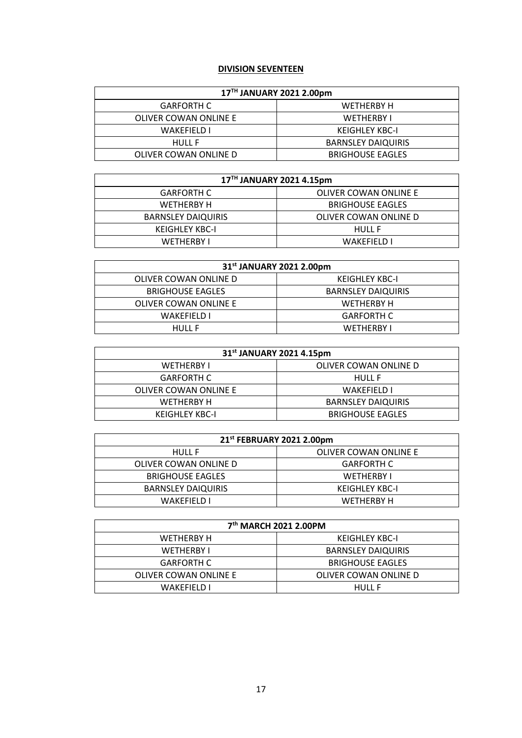## DIVISION SEVENTEEN

| 17TH JANUARY 2021 2.00pm | |
|---|---|
| GARFORTH C | WETHERBY H |
| OLIVER COWAN ONLINE E | WETHERBY I |
| WAKEFIELD I | KEIGHLEY KBC-I |
| HULL F | BARNSLEY DAIQUIRIS |
| OLIVER COWAN ONLINE D | BRIGHOUSE EAGLES |

| 17TH JANUARY 2021 4.15pm | |
|---|---|
| GARFORTH C | OLIVER COWAN ONLINE E |
| WETHERBY H | BRIGHOUSE EAGLES |
| BARNSLEY DAIQUIRIS | OLIVER COWAN ONLINE D |
| KEIGHLEY KBC-I | HULL F |
| WETHERBY I | WAKEFIELD I |

| 31st JANUARY 2021 2.00pm | |
|---|---|
| OLIVER COWAN ONLINE D | KEIGHLEY KBC-I |
| BRIGHOUSE EAGLES | BARNSLEY DAIQUIRIS |
| OLIVER COWAN ONLINE E | WETHERBY H |
| WAKEFIELD I | GARFORTH C |
| HULL F | WETHERBY I |

| 31st JANUARY 2021 4.15pm | |
|---|---|
| WETHERBY I | OLIVER COWAN ONLINE D |
| GARFORTH C | HULL F |
| OLIVER COWAN ONLINE E | WAKEFIELD I |
| WETHERBY H | BARNSLEY DAIQUIRIS |
| KEIGHLEY KBC-I | BRIGHOUSE EAGLES |

| 21st FEBRUARY 2021 2.00pm | |
|---|---|
| HULL F | OLIVER COWAN ONLINE E |
| OLIVER COWAN ONLINE D | GARFORTH C |
| BRIGHOUSE EAGLES | WETHERBY I |
| BARNSLEY DAIQUIRIS | KEIGHLEY KBC-I |
| WAKEFIELD I | WETHERBY H |

| 7th MARCH 2021 2.00PM | |
|---|---|
| WETHERBY H | KEIGHLEY KBC-I |
| WETHERBY I | BARNSLEY DAIQUIRIS |
| GARFORTH C | BRIGHOUSE EAGLES |
| OLIVER COWAN ONLINE E | OLIVER COWAN ONLINE D |
| WAKEFIELD I | HULL F |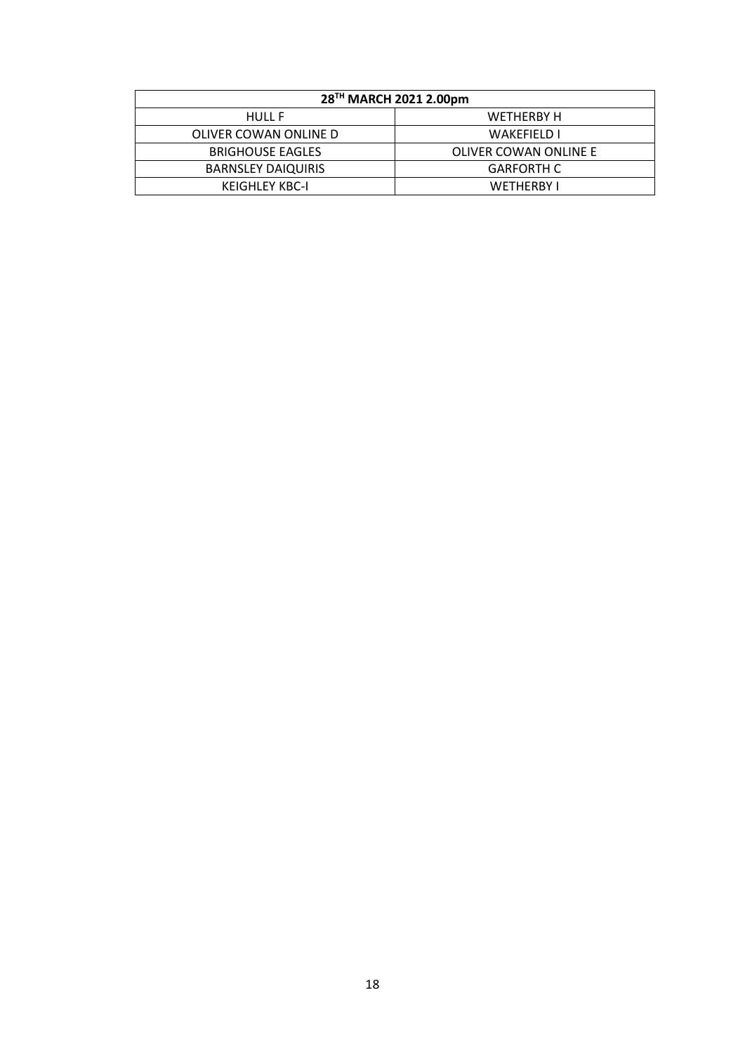| 28TH MARCH 2021 2.00pm | |
| --- | --- |
| HULL F | WETHERBY H |
| OLIVER COWAN ONLINE D | WAKEFIELD I |
| BRIGHOUSE EAGLES | OLIVER COWAN ONLINE E |
| BARNSLEY DAIQUIRIS | GARFORTH C |
| KEIGHLEY KBC-I | WETHERBY I |